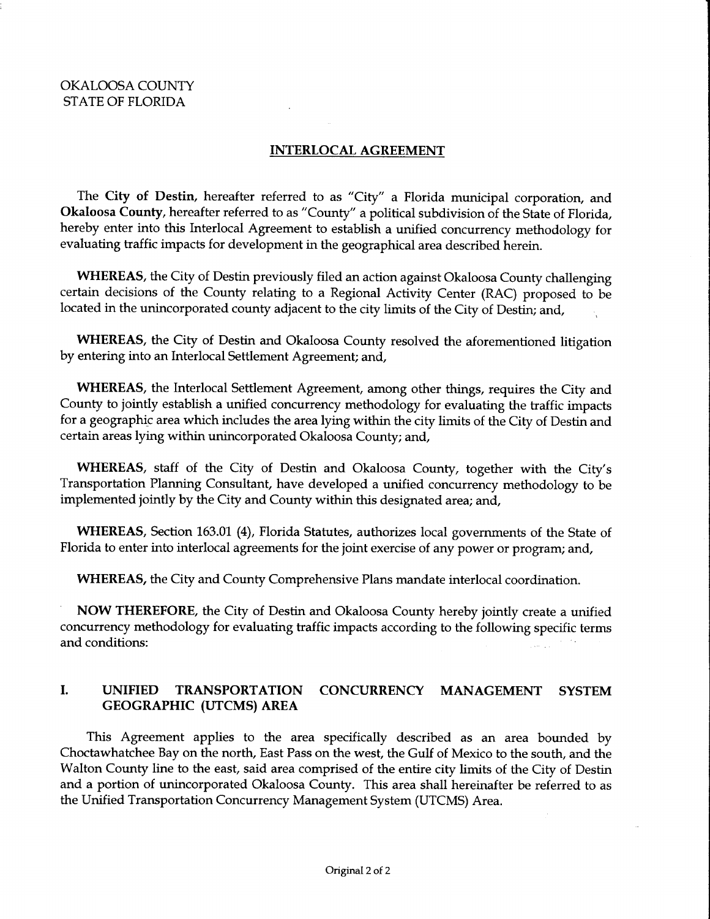OKALOOSA COUNTY
STATE OF FLORIDA

## INTERLOCAL AGREEMENT

The **City of Destin**, hereafter referred to as "City" a Florida municipal corporation, and **Okaloosa County**, hereafter referred to as "County" a political subdivision of the State of Florida, hereby enter into this Interlocal Agreement to establish a unified concurrency methodology for evaluating traffic impacts for development in the geographical area described herein.

**WHEREAS**, the City of Destin previously filed an action against Okaloosa County challenging certain decisions of the County relating to a Regional Activity Center (RAC) proposed to be located in the unincorporated county adjacent to the city limits of the City of Destin; and,

**WHEREAS**, the City of Destin and Okaloosa County resolved the aforementioned litigation by entering into an Interlocal Settlement Agreement; and,

**WHEREAS**, the Interlocal Settlement Agreement, among other things, requires the City and County to jointly establish a unified concurrency methodology for evaluating the traffic impacts for a geographic area which includes the area lying within the city limits of the City of Destin and certain areas lying within unincorporated Okaloosa County; and,

**WHEREAS**, staff of the City of Destin and Okaloosa County, together with the City's Transportation Planning Consultant, have developed a unified concurrency methodology to be implemented jointly by the City and County within this designated area; and,

**WHEREAS**, Section 163.01 (4), Florida Statutes, authorizes local governments of the State of Florida to enter into interlocal agreements for the joint exercise of any power or program; and,

**WHEREAS,** the City and County Comprehensive Plans mandate interlocal coordination.

**NOW THEREFORE**, the City of Destin and Okaloosa County hereby jointly create a unified concurrency methodology for evaluating traffic impacts according to the following specific terms and conditions:

## I. UNIFIED TRANSPORTATION CONCURRENCY MANAGEMENT SYSTEM GEOGRAPHIC (UTCMS) AREA

This Agreement applies to the area specifically described as an area bounded by Choctawhatchee Bay on the north, East Pass on the west, the Gulf of Mexico to the south, and the Walton County line to the east, said area comprised of the entire city limits of the City of Destin and a portion of unincorporated Okaloosa County. This area shall hereinafter be referred to as the Unified Transportation Concurrency Management System (UTCMS) Area.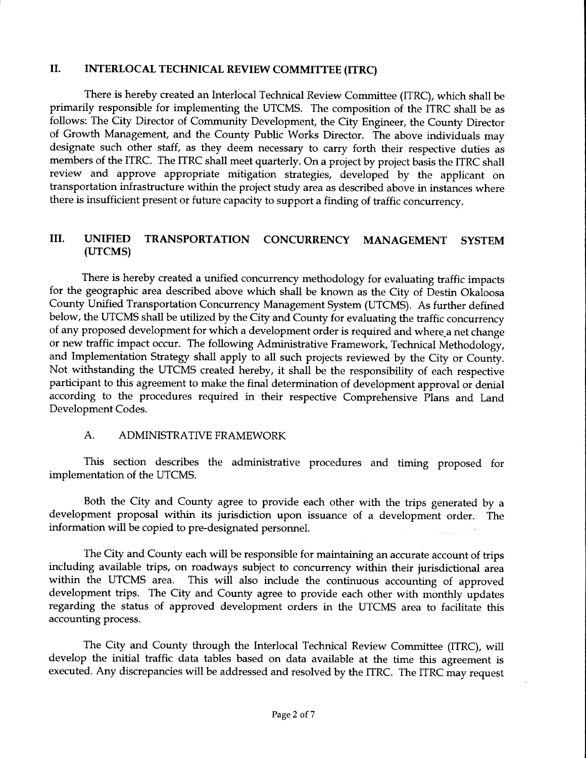## II. INTERLOCAL TECHNICAL REVIEW COMMITTEE (ITRC)

There is hereby created an Interlocal Technical Review Committee (ITRC), which shall be primarily responsible for implementing the UTCMS. The composition of the ITRC shall be as follows: The City Director of Community Development, the City Engineer, the County Director of Growth Management, and the County Public Works Director. The above individuals may designate such other staff, as they deem necessary to carry forth their respective duties as members of the ITRC. The ITRC shall meet quarterly. On a project by project basis the ITRC shall review and approve appropriate mitigation strategies, developed by the applicant on transportation infrastructure within the project study area as described above in instances where there is insufficient present or future capacity to support a finding of traffic concurrency.

## III. UNIFIED TRANSPORTATION CONCURRENCY MANAGEMENT SYSTEM (UTCMS)

There is hereby created a unified concurrency methodology for evaluating traffic impacts for the geographic area described above which shall be known as the City of Destin Okaloosa County Unified Transportation Concurrency Management System (UTCMS). As further defined below, the UTCMS shall be utilized by the City and County for evaluating the traffic concurrency of any proposed development for which a development order is required and where a net change or new traffic impact occur. The following Administrative Framework, Technical Methodology, and Implementation Strategy shall apply to all such projects reviewed by the City or County. Not withstanding the UTCMS created hereby, it shall be the responsibility of each respective participant to this agreement to make the final determination of development approval or denial according to the procedures required in their respective Comprehensive Plans and Land Development Codes.

### A. ADMINISTRATIVE FRAMEWORK

This section describes the administrative procedures and timing proposed for implementation of the UTCMS.

Both the City and County agree to provide each other with the trips generated by a development proposal within its jurisdiction upon issuance of a development order. The information will be copied to pre-designated personnel.

The City and County each will be responsible for maintaining an accurate account of trips including available trips, on roadways subject to concurrency within their jurisdictional area within the UTCMS area. This will also include the continuous accounting of approved development trips. The City and County agree to provide each other with monthly updates regarding the status of approved development orders in the UTCMS area to facilitate this accounting process.

The City and County through the Interlocal Technical Review Committee (ITRC), will develop the initial traffic data tables based on data available at the time this agreement is executed. Any discrepancies will be addressed and resolved by the ITRC. The ITRC may request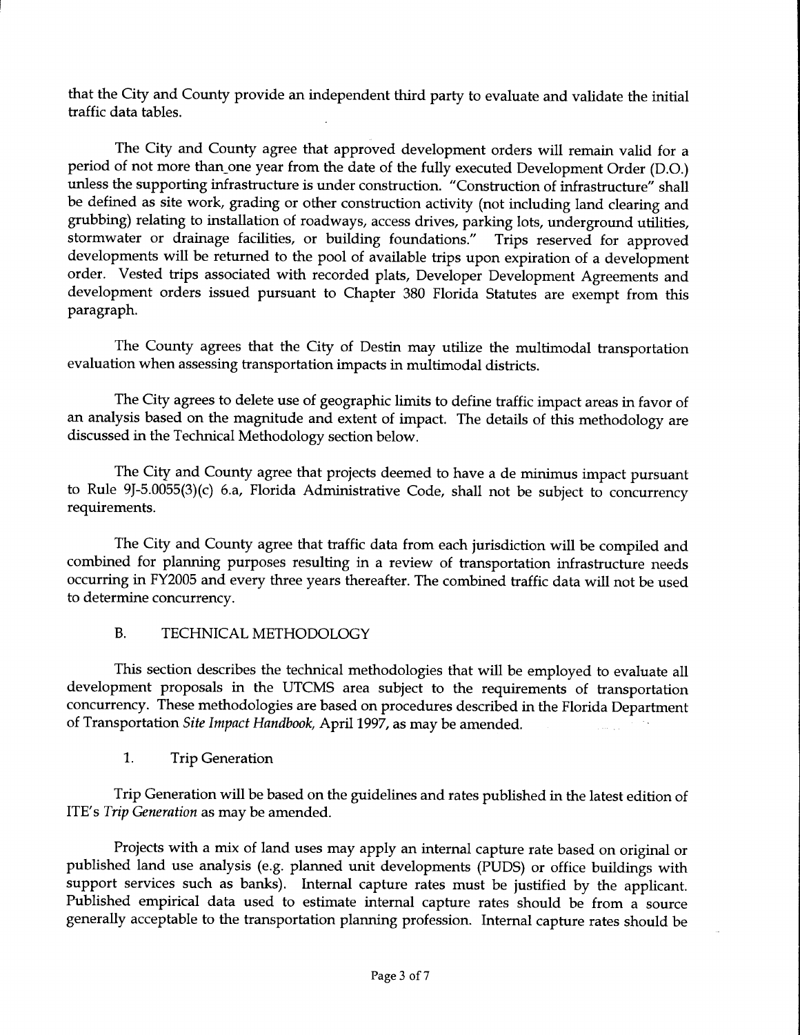that the City and County provide an independent third party to evaluate and validate the initial traffic data tables.

The City and County agree that approved development orders will remain valid for a period of not more than one year from the date of the fully executed Development Order (D.O.) unless the supporting infrastructure is under construction. "Construction of infrastructure" shall be defined as site work, grading or other construction activity (not including land clearing and grubbing) relating to installation of roadways, access drives, parking lots, underground utilities, stormwater or drainage facilities, or building foundations." Trips reserved for approved developments will be returned to the pool of available trips upon expiration of a development order. Vested trips associated with recorded plats, Developer Development Agreements and development orders issued pursuant to Chapter 380 Florida Statutes are exempt from this paragraph.

The County agrees that the City of Destin may utilize the multimodal transportation evaluation when assessing transportation impacts in multimodal districts.

The City agrees to delete use of geographic limits to define traffic impact areas in favor of an analysis based on the magnitude and extent of impact. The details of this methodology are discussed in the Technical Methodology section below.

The City and County agree that projects deemed to have a de minimus impact pursuant to Rule 9J-5.0055(3)(c) 6.a, Florida Administrative Code, shall not be subject to concurrency requirements.

The City and County agree that traffic data from each jurisdiction will be compiled and combined for planning purposes resulting in a review of transportation infrastructure needs occurring in FY2005 and every three years thereafter. The combined traffic data will not be used to determine concurrency.

## B. TECHNICAL METHODOLOGY

This section describes the technical methodologies that will be employed to evaluate all development proposals in the UTCMS area subject to the requirements of transportation concurrency. These methodologies are based on procedures described in the Florida Department of Transportation *Site Impact Handbook,* April 1997, as may be amended.

### 1. Trip Generation

Trip Generation will be based on the guidelines and rates published in the latest edition of ITE's *Trip Generation* as may be amended.

Projects with a mix of land uses may apply an internal capture rate based on original or published land use analysis (e.g. planned unit developments (PUDS) or office buildings with support services such as banks). Internal capture rates must be justified by the applicant. Published empirical data used to estimate internal capture rates should be from a source generally acceptable to the transportation planning profession. Internal capture rates should be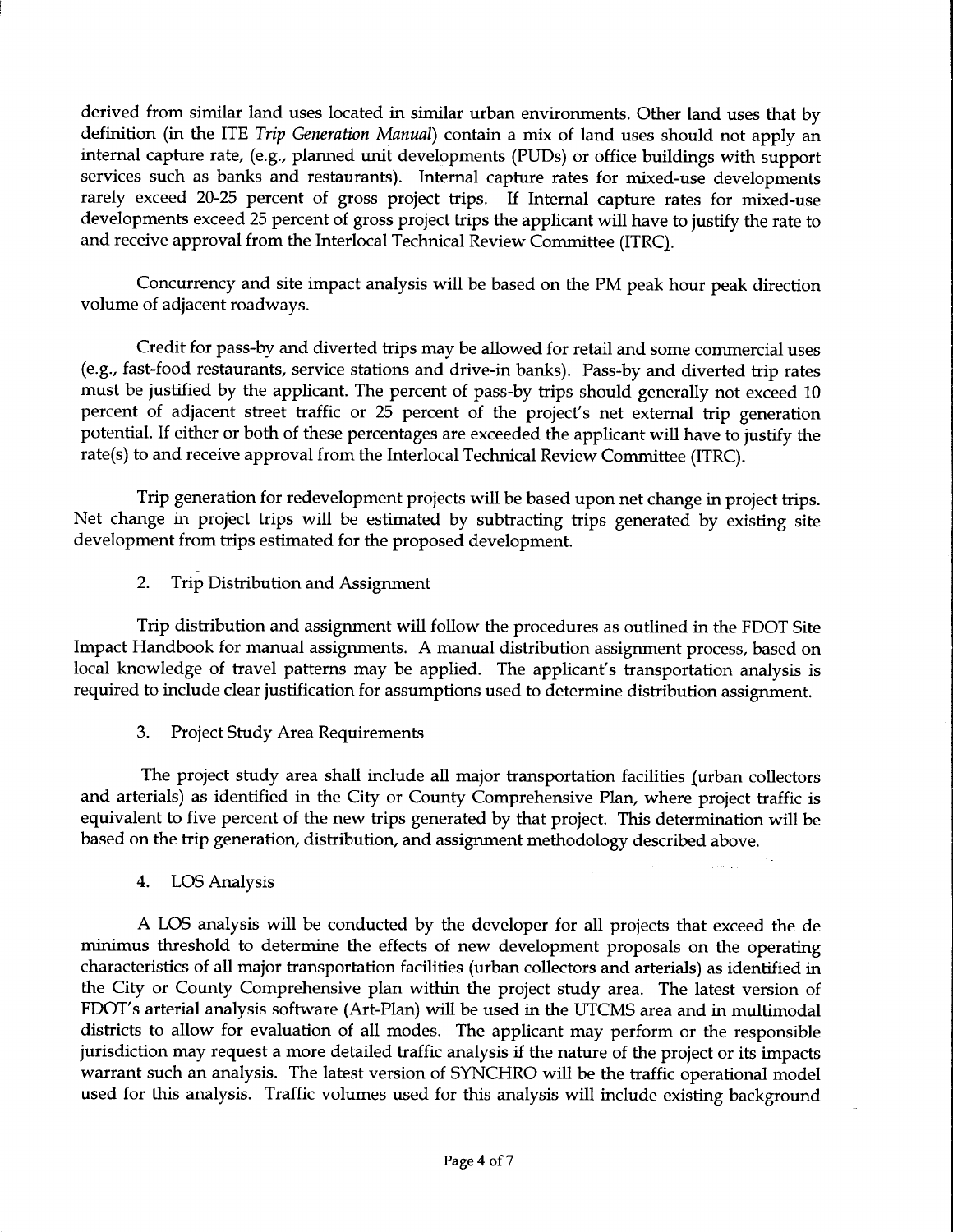derived from similar land uses located in similar urban environments. Other land uses that by definition (in the ITE *Trip Generation Manual*) contain a mix of land uses should not apply an internal capture rate, (e.g., planned unit developments (PUDs) or office buildings with support services such as banks and restaurants). Internal capture rates for mixed-use developments rarely exceed 20-25 percent of gross project trips. If Internal capture rates for mixed-use developments exceed 25 percent of gross project trips the applicant will have to justify the rate to and receive approval from the Interlocal Technical Review Committee (ITRC).

Concurrency and site impact analysis will be based on the PM peak hour peak direction volume of adjacent roadways.

Credit for pass-by and diverted trips may be allowed for retail and some commercial uses (e.g., fast-food restaurants, service stations and drive-in banks). Pass-by and diverted trip rates must be justified by the applicant. The percent of pass-by trips should generally not exceed 10 percent of adjacent street traffic or 25 percent of the project's net external trip generation potential. If either or both of these percentages are exceeded the applicant will have to justify the rate(s) to and receive approval from the Interlocal Technical Review Committee (ITRC).

Trip generation for redevelopment projects will be based upon net change in project trips. Net change in project trips will be estimated by subtracting trips generated by existing site development from trips estimated for the proposed development.

2. Trip Distribution and Assignment

Trip distribution and assignment will follow the procedures as outlined in the FDOT Site Impact Handbook for manual assignments. A manual distribution assignment process, based on local knowledge of travel patterns may be applied. The applicant's transportation analysis is required to include clear justification for assumptions used to determine distribution assignment.

3. Project Study Area Requirements

The project study area shall include all major transportation facilities (urban collectors and arterials) as identified in the City or County Comprehensive Plan, where project traffic is equivalent to five percent of the new trips generated by that project. This determination will be based on the trip generation, distribution, and assignment methodology described above.

4. LOS Analysis

A LOS analysis will be conducted by the developer for all projects that exceed the de minimus threshold to determine the effects of new development proposals on the operating characteristics of all major transportation facilities (urban collectors and arterials) as identified in the City or County Comprehensive plan within the project study area. The latest version of FDOT's arterial analysis software (Art-Plan) will be used in the UTCMS area and in multimodal districts to allow for evaluation of all modes. The applicant may perform or the responsible jurisdiction may request a more detailed traffic analysis if the nature of the project or its impacts warrant such an analysis. The latest version of SYNCHRO will be the traffic operational model used for this analysis. Traffic volumes used for this analysis will include existing background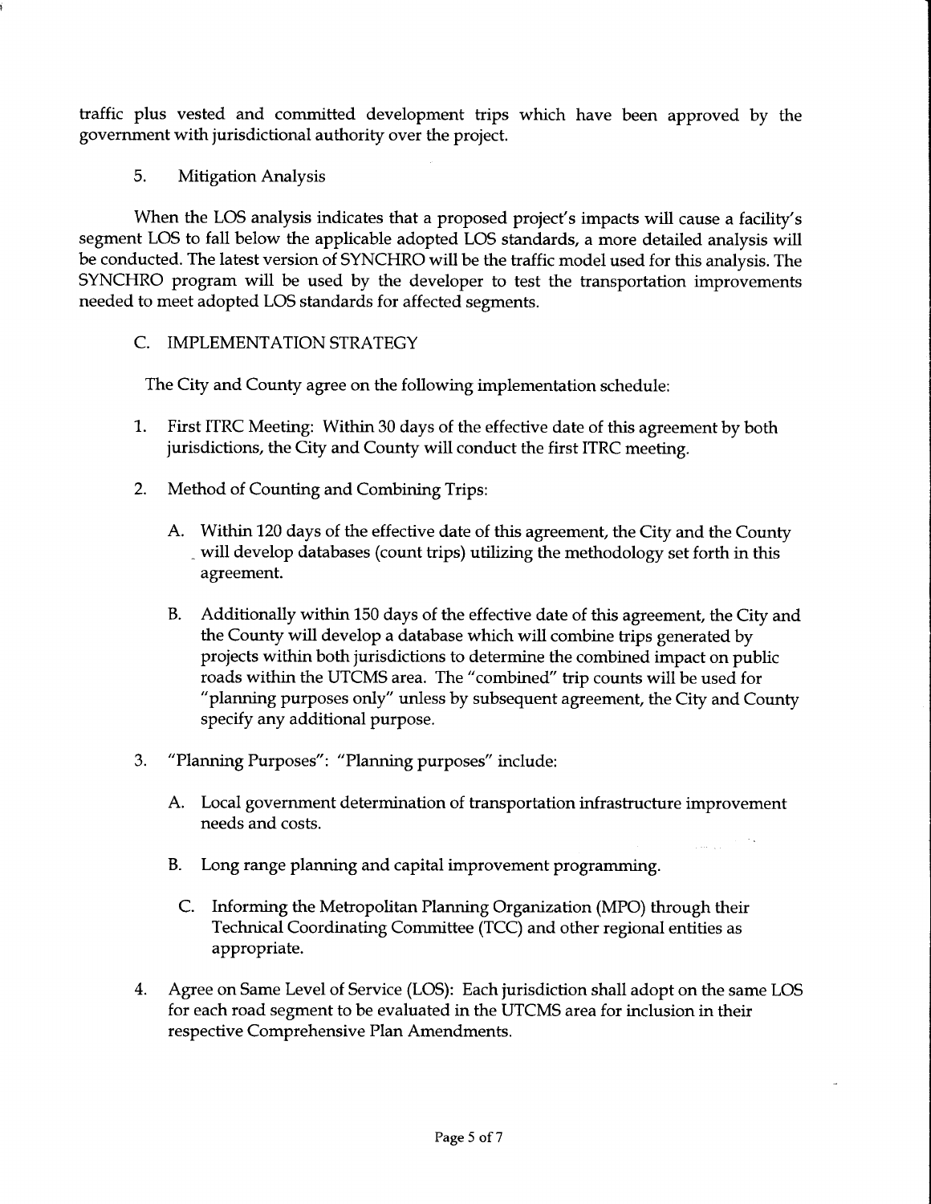traffic plus vested and committed development trips which have been approved by the government with jurisdictional authority over the project.

5. Mitigation Analysis

When the LOS analysis indicates that a proposed project's impacts will cause a facility's segment LOS to fall below the applicable adopted LOS standards, a more detailed analysis will be conducted. The latest version of SYNCHRO will be the traffic model used for this analysis. The SYNCHRO program will be used by the developer to test the transportation improvements needed to meet adopted LOS standards for affected segments.

C. IMPLEMENTATION STRATEGY

The City and County agree on the following implementation schedule:

1. First ITRC Meeting: Within 30 days of the effective date of this agreement by both jurisdictions, the City and County will conduct the first ITRC meeting.

2. Method of Counting and Combining Trips:

   A. Within 120 days of the effective date of this agreement, the City and the County will develop databases (count trips) utilizing the methodology set forth in this agreement.

   B. Additionally within 150 days of the effective date of this agreement, the City and the County will develop a database which will combine trips generated by projects within both jurisdictions to determine the combined impact on public roads within the UTCMS area. The "combined" trip counts will be used for "planning purposes only" unless by subsequent agreement, the City and County specify any additional purpose.

3. "Planning Purposes": "Planning purposes" include:

   A. Local government determination of transportation infrastructure improvement needs and costs.

   B. Long range planning and capital improvement programming.

   C. Informing the Metropolitan Planning Organization (MPO) through their Technical Coordinating Committee (TCC) and other regional entities as appropriate.

4. Agree on Same Level of Service (LOS): Each jurisdiction shall adopt on the same LOS for each road segment to be evaluated in the UTCMS area for inclusion in their respective Comprehensive Plan Amendments.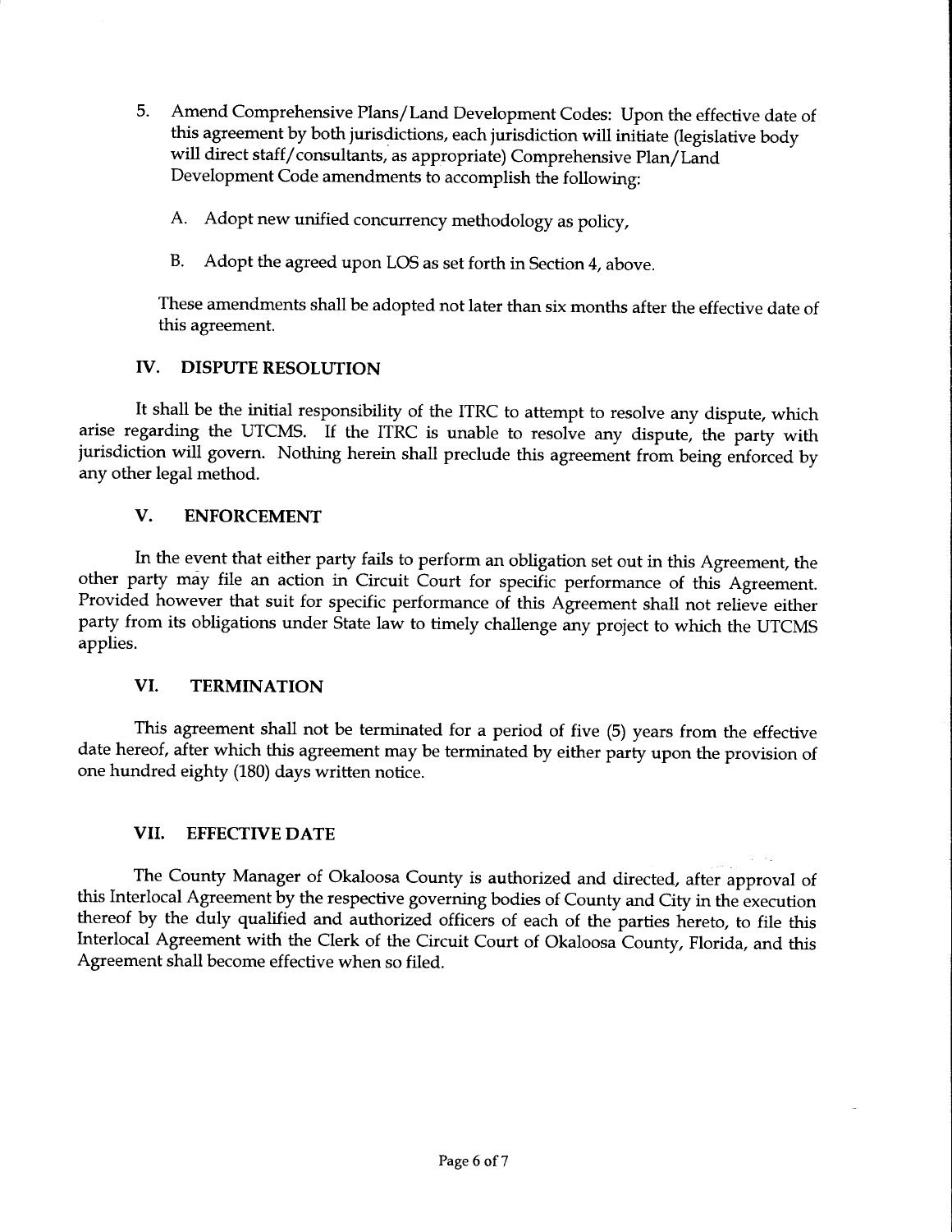5. Amend Comprehensive Plans/Land Development Codes: Upon the effective date of this agreement by both jurisdictions, each jurisdiction will initiate (legislative body will direct staff/consultants, as appropriate) Comprehensive Plan/Land Development Code amendments to accomplish the following:

   A. Adopt new unified concurrency methodology as policy,

   B. Adopt the agreed upon LOS as set forth in Section 4, above.

   These amendments shall be adopted not later than six months after the effective date of this agreement.

## IV. DISPUTE RESOLUTION

It shall be the initial responsibility of the ITRC to attempt to resolve any dispute, which arise regarding the UTCMS. If the ITRC is unable to resolve any dispute, the party with jurisdiction will govern. Nothing herein shall preclude this agreement from being enforced by any other legal method.

## V. ENFORCEMENT

In the event that either party fails to perform an obligation set out in this Agreement, the other party may file an action in Circuit Court for specific performance of this Agreement. Provided however that suit for specific performance of this Agreement shall not relieve either party from its obligations under State law to timely challenge any project to which the UTCMS applies.

## VI. TERMINATION

This agreement shall not be terminated for a period of five (5) years from the effective date hereof, after which this agreement may be terminated by either party upon the provision of one hundred eighty (180) days written notice.

## VII. EFFECTIVE DATE

The County Manager of Okaloosa County is authorized and directed, after approval of this Interlocal Agreement by the respective governing bodies of County and City in the execution thereof by the duly qualified and authorized officers of each of the parties hereto, to file this Interlocal Agreement with the Clerk of the Circuit Court of Okaloosa County, Florida, and this Agreement shall become effective when so filed.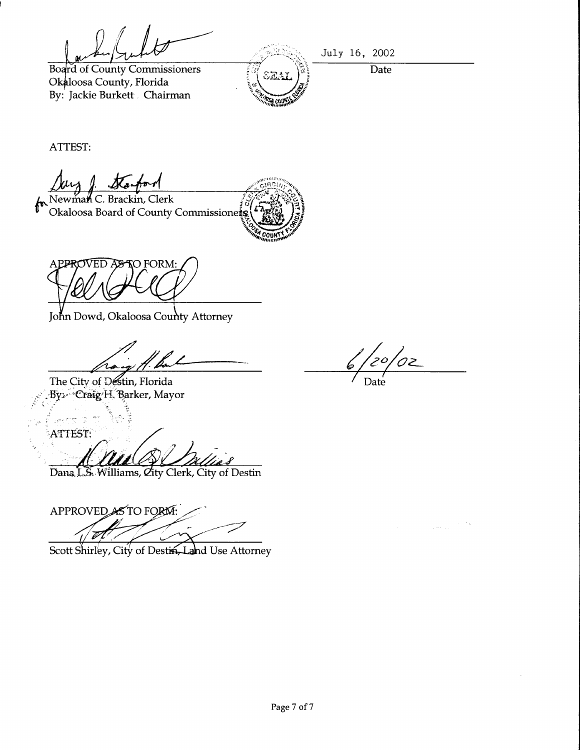Board of County Commissioners
Okaloosa County, Florida
By: Jackie Burkett Chairman

July 16, 2002
Date

ATTEST:

for Newman C. Brackin, Clerk
Okaloosa Board of County Commissioners

APPROVED AS TO FORM:

John Dowd, Okaloosa County Attorney

The City of Destin, Florida
By: Craig H. Barker, Mayor

6/20/02
Date

ATTEST:

Dana L.S. Williams, City Clerk, City of Destin

APPROVED AS TO FORM:

Scott Shirley, City of Destin, Land Use Attorney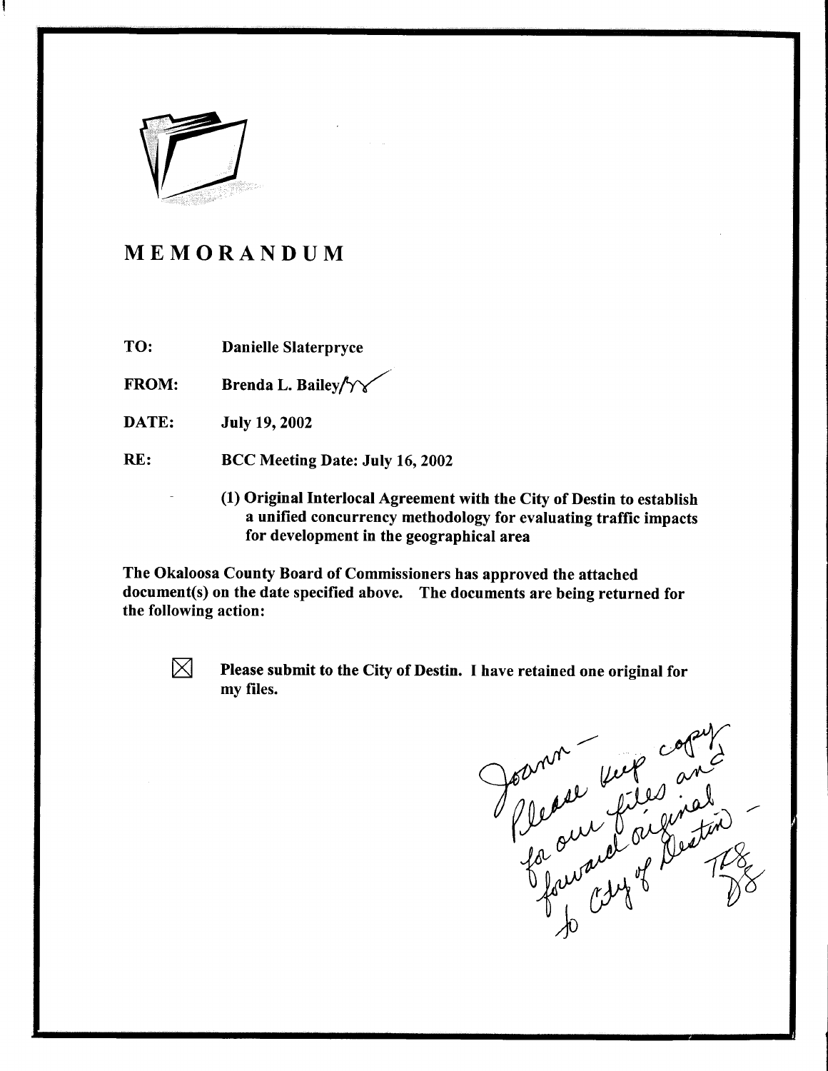# MEMORANDUM

**TO:** Danielle Slaterpryce

**FROM:** Brenda L. Bailey

**DATE:** July 19, 2002

**RE:** BCC Meeting Date: July 16, 2002

**(1) Original Interlocal Agreement with the City of Destin to establish a unified concurrency methodology for evaluating traffic impacts for development in the geographical area**

**The Okaloosa County Board of Commissioners has approved the attached document(s) on the date specified above. The documents are being returned for the following action:**

☒ **Please submit to the City of Destin. I have retained one original for my files.**

Joann - Please keep copy for our files and forward original to City of Destin - TKS DS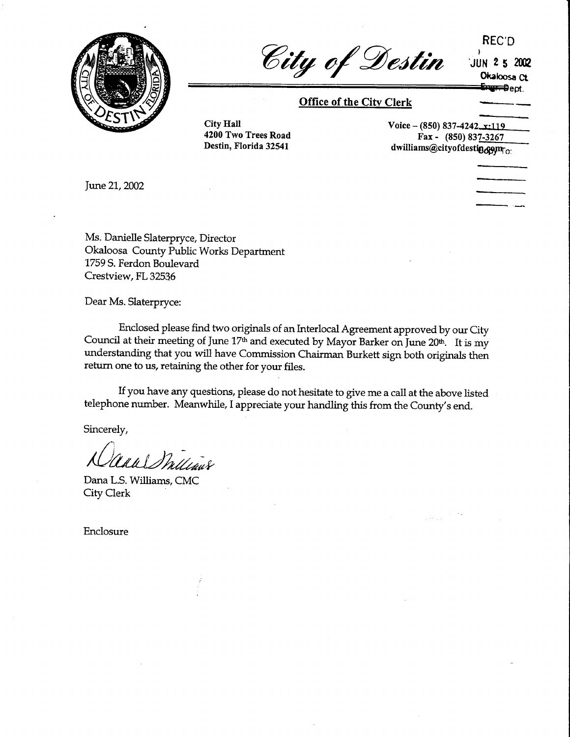*City of Destin*

REC'D
JUN 25 2002
Okaloosa Co. Engr. Dept.

**Office of the City Clerk**

**City Hall**
**4200 Two Trees Road**
**Destin, Florida 32541**

**Voice – (850) 837-4242 x:119**
**Fax - (850) 837-3267**
**dwilliams@cityofdestin.com**

Copy To:

June 21, 2002

Ms. Danielle Slaterpryce, Director
Okaloosa County Public Works Department
1759 S. Ferdon Boulevard
Crestview, FL 32536

Dear Ms. Slaterpryce:

Enclosed please find two originals of an Interlocal Agreement approved by our City Council at their meeting of June 17th and executed by Mayor Barker on June 20th. It is my understanding that you will have Commission Chairman Burkett sign both originals then return one to us, retaining the other for your files.

If you have any questions, please do not hesitate to give me a call at the above listed telephone number. Meanwhile, I appreciate your handling this from the County's end.

Sincerely,

Dana L.S. Williams, CMC
City Clerk

Enclosure